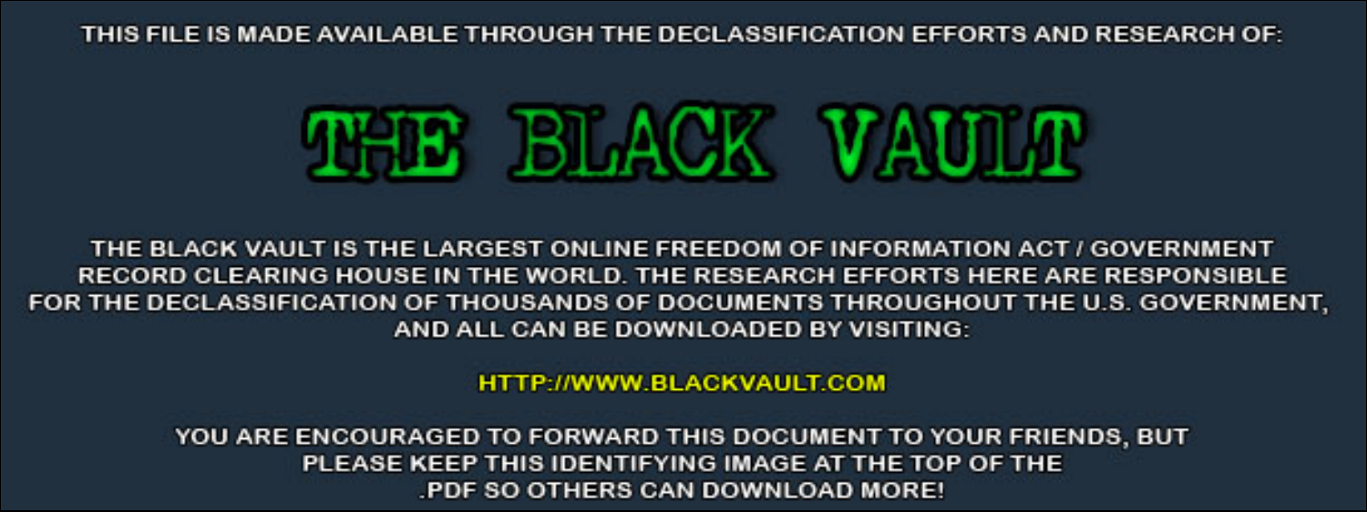THIS FILE IS MADE AVAILABLE THROUGH THE DECLASSIFICATION EFFORTS AND RESEARCH OF:

# THE BLACK VAULT

THE BLACK VAULT IS THE LARGEST ONLINE FREEDOM OF INFORMATION ACT / GOVERNMENT RECORD CLEARING HOUSE IN THE WORLD. THE RESEARCH EFFORTS HERE ARE RESPONSIBLE FOR THE DECLASSIFICATION OF THOUSANDS OF DOCUMENTS THROUGHOUT THE U.S. GOVERNMENT, AND ALL CAN BE DOWNLOADED BY VISITING:

HTTP://WWW.BLACKVAULT.COM

YOU ARE ENCOURAGED TO FORWARD THIS DOCUMENT TO YOUR FRIENDS, BUT PLEASE KEEP THIS IDENTIFYING IMAGE AT THE TOP OF THE .PDF SO OTHERS CAN DOWNLOAD MORE!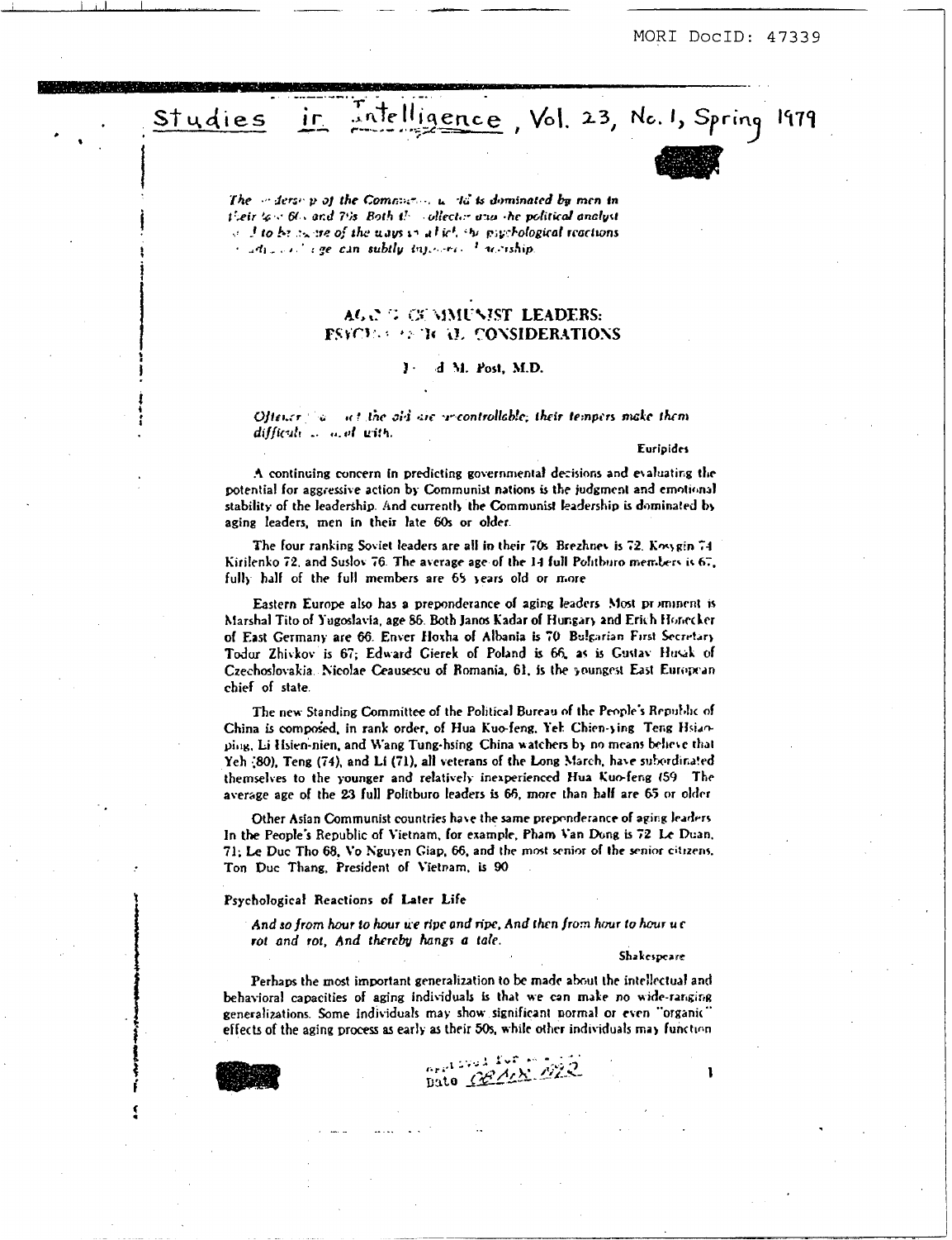MORI DocID: 47339

Studies in Intelligence, Vol. 23, No. 1, Spring 1979

*The leadership of the Communist world is dominated by men in their late 60s and 70s. Both the collector and the political analyst need to be aware of the ways in which the psychological reactions of advancing age can subtly influence leadership.*

# AGING COMMUNIST LEADERS: PSYCHOLOGICAL CONSIDERATIONS

Jerrold M. Post, M.D.

*Oftentimes ... the old are uncontrollable; their tempers make them difficult to deal with.*

Euripides

A continuing concern in predicting governmental decisions and evaluating the potential for aggressive action by Communist nations is the judgment and emotional stability of the leadership. And currently the Communist leadership is dominated by aging leaders, men in their late 60s or older.

The four ranking Soviet leaders are all in their 70s. Brezhnev is 72, Kosygin 74, Kirilenko 72, and Suslov 76. The average age of the 14 full Politburo members is 67, fully half of the full members are 65 years old or more.

Eastern Europe also has a preponderance of aging leaders. Most prominent is Marshal Tito of Yugoslavia, age 86. Both Janos Kadar of Hungary and Erich Honecker of East Germany are 66. Enver Hoxha of Albania is 70. Bulgarian First Secretary Todor Zhivkov is 67; Edward Gierek of Poland is 66, as is Gustav Husak of Czechoslovakia. Nicolae Ceausescu of Romania, 61, is the youngest East European chief of state.

The new Standing Committee of the Political Bureau of the People's Republic of China is composed, in rank order, of Hua Kuo-feng, Yeh Chien-ying, Teng Hsiao-ping, Li Hsien-nien, and Wang Tung-hsing. China watchers by no means believe that Yeh (80), Teng (74), and Li (71), all veterans of the Long March, have subordinated themselves to the younger and relatively inexperienced Hua Kuo-feng (59). The average age of the 23 full Politburo leaders is 66, more than half are 65 or older.

Other Asian Communist countries have the same preponderance of aging leaders. In the People's Republic of Vietnam, for example, Pham Van Dong is 72, Le Duan, 71; Le Duc Tho 68, Vo Nguyen Giap, 66, and the most senior of the senior citizens, Ton Duc Thang, President of Vietnam, is 90.

## Psychological Reactions of Later Life

*And so from hour to hour we ripe and ripe, And then from hour to hour we rot and rot, And thereby hangs a tale.*

Shakespeare

Perhaps the most important generalization to be made about the intellectual and behavioral capacities of aging individuals is that we can make no wide-ranging generalizations. Some individuals may show significant normal or even "organic" effects of the aging process as early as their 50s, while other individuals may function

Approved for Release
Date 08 MAY 1992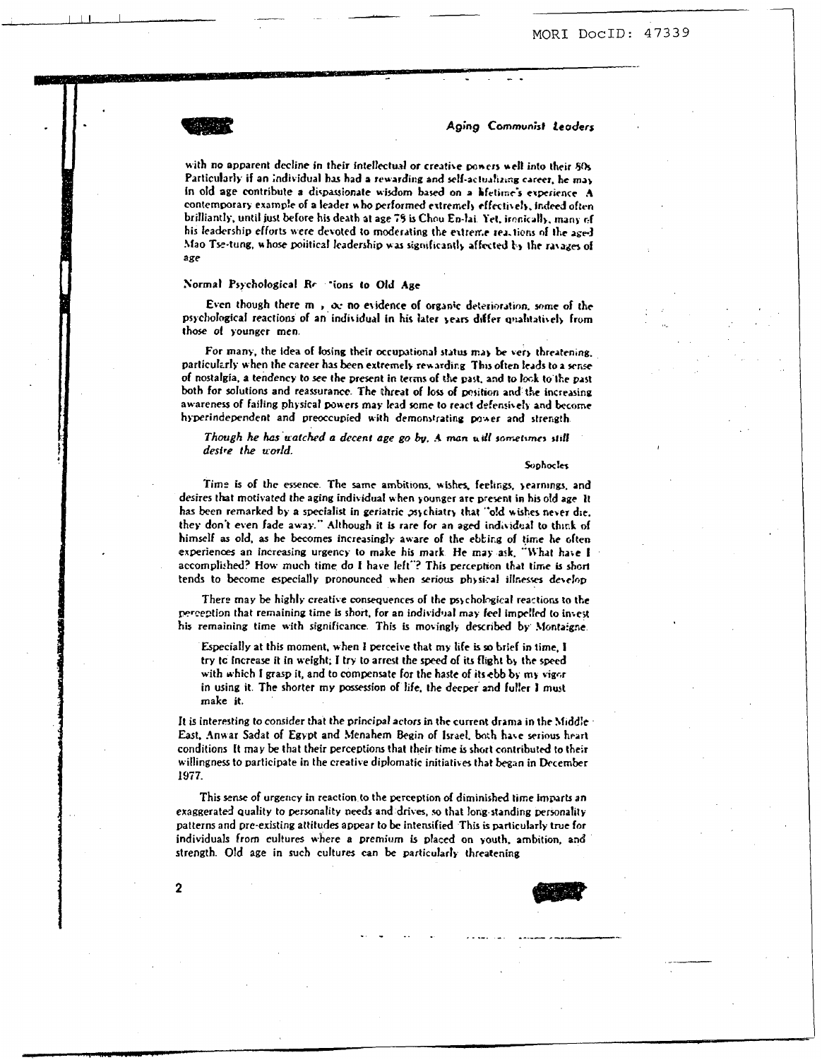with no apparent decline in their intellectual or creative powers well into their 80s. Particularly if an individual has had a rewarding and self-actualizing career, he may in old age contribute a dispassionate wisdom based on a lifetime's experience. A contemporary example of a leader who performed extremely effectively, indeed often brilliantly, until just before his death at age 78 is Chou En-lai. Yet, ironically, many of his leadership efforts were devoted to moderating the extreme reactions of the aged Mao Tse-tung, whose political leadership was significantly affected by the ravages of age.

## Normal Psychological Reactions to Old Age

Even though there may be no evidence of organic deterioration, some of the psychological reactions of an individual in his later years differ qualitatively from those of younger men.

For many, the idea of losing their occupational status may be very threatening, particularly when the career has been extremely rewarding. This often leads to a sense of nostalgia, a tendency to see the present in terms of the past, and to look to the past both for solutions and reassurance. The threat of loss of position and the increasing awareness of failing physical powers may lead some to react defensively and become hyperindependent and preoccupied with demonstrating power and strength.

> *Though he has watched a decent age go by, A man will sometimes still desire the world.*
>
> Sophocles

Time is of the essence. The same ambitions, wishes, feelings, yearnings, and desires that motivated the aging individual when younger are present in his old age. It has been remarked by a specialist in geriatric psychiatry that "old wishes never die, they don't even fade away." Although it is rare for an aged individual to think of himself as old, as he becomes increasingly aware of the ebbing of time he often experiences an increasing urgency to make his mark. He may ask, "What have I accomplished? How much time do I have left"? This perception that time is short tends to become especially pronounced when serious physical illnesses develop.

There may be highly creative consequences of the psychological reactions to the perception that remaining time is short, for an individual may feel impelled to invest his remaining time with significance. This is movingly described by Montaigne.

> Especially at this moment, when I perceive that my life is so brief in time, I try to increase it in weight; I try to arrest the speed of its flight by the speed with which I grasp it, and to compensate for the haste of its ebb by my vigor in using it. The shorter my possession of life, the deeper and fuller I must make it.

It is interesting to consider that the principal actors in the current drama in the Middle East, Anwar Sadat of Egypt and Menahem Begin of Israel, both have serious heart conditions. It may be that their perceptions that their time is short contributed to their willingness to participate in the creative diplomatic initiatives that began in December 1977.

This sense of urgency in reaction to the perception of diminished time imparts an exaggerated quality to personality needs and drives, so that long-standing personality patterns and pre-existing attitudes appear to be intensified. This is particularly true for individuals from cultures where a premium is placed on youth, ambition, and strength. Old age in such cultures can be particularly threatening.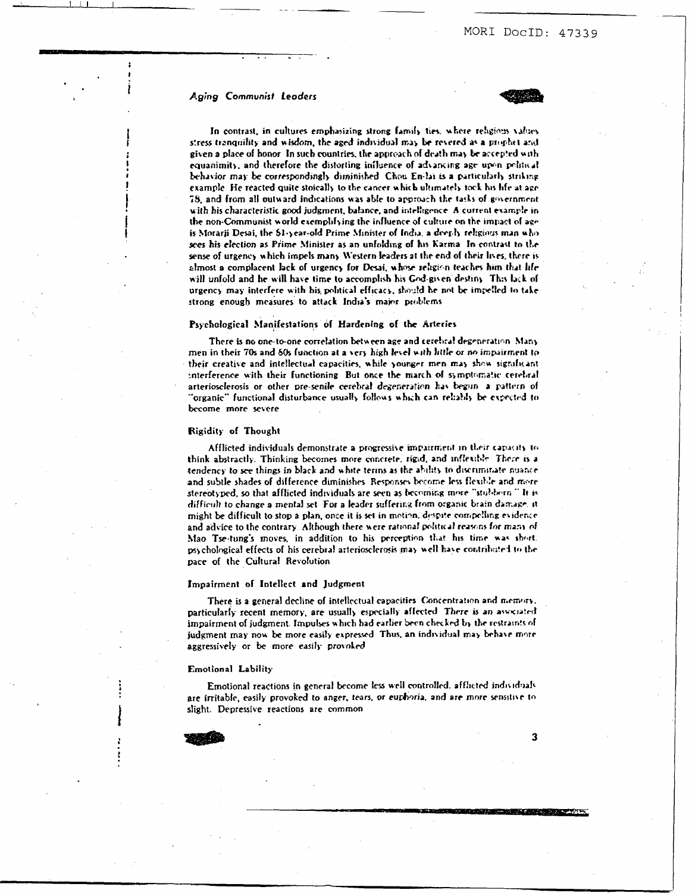In contrast, in cultures emphasizing strong family ties, where religious values stress tranquility and wisdom, the aged individual may be revered as a prophet and given a place of honor. In such countries, the approach of death may be accepted with equanimity, and therefore the distorting influence of advancing age upon political behavior may be correspondingly diminished. Chou En-lai is a particularly striking example. He reacted quite stoically to the cancer which ultimately took his life at age 78, and from all outward indications was able to approach the tasks of government with his characteristic good judgment, balance, and intelligence. A current example in the non-Communist world exemplifying the influence of culture on the impact of age is Morarji Desai, the 81-year-old Prime Minister of India, a deeply religious man who sees his election as Prime Minister as an unfolding of his Karma. In contrast to the sense of urgency which impels many Western leaders at the end of their lives, there is almost a complacent lack of urgency for Desai, whose religion teaches him that life will unfold and he will have time to accomplish his God-given destiny. This lack of urgency may interfere with his political efficacy, should he not be impelled to take strong enough measures to attack India's major problems.

### Psychological Manifestations of Hardening of the Arteries

There is no one-to-one correlation between age and cerebral degeneration. Many men in their 70s and 80s function at a very high level with little or no impairment to their creative and intellectual capacities, while younger men may show significant interference with their functioning. But once the march of symptomatic cerebral arteriosclerosis or other pre-senile cerebral degeneration has begun, a pattern of "organic" functional disturbance usually follows which can reliably be expected to become more severe.

### Rigidity of Thought

Afflicted individuals demonstrate a progressive impairment in their capacity to think abstractly. Thinking becomes more concrete, rigid, and inflexible. There is a tendency to see things in black and white terms as the ability to discriminate nuance and subtle shades of difference diminishes. Responses become less flexible and more stereotyped, so that afflicted individuals are seen as becoming more "stubborn." It is difficult to change a mental set. For a leader suffering from organic brain damage, it might be difficult to stop a plan, once it is set in motion, despite compelling evidence and advice to the contrary. Although there were rational political reasons for many of Mao Tse-tung's moves, in addition to his perception that his time was short, psychological effects of his cerebral arteriosclerosis may well have contributed to the pace of the Cultural Revolution.

### Impairment of Intellect and Judgment

There is a general decline of intellectual capacities. Concentration and memory, particularly recent memory, are usually especially affected. There is an associated impairment of judgment. Impulses which had earlier been checked by the restraints of judgment may now be more easily expressed. Thus, an individual may behave more aggressively or be more easily provoked.

### Emotional Lability

Emotional reactions in general become less well controlled; afflicted individuals are irritable, easily provoked to anger, tears, or euphoria, and are more sensitive to slight. Depressive reactions are common.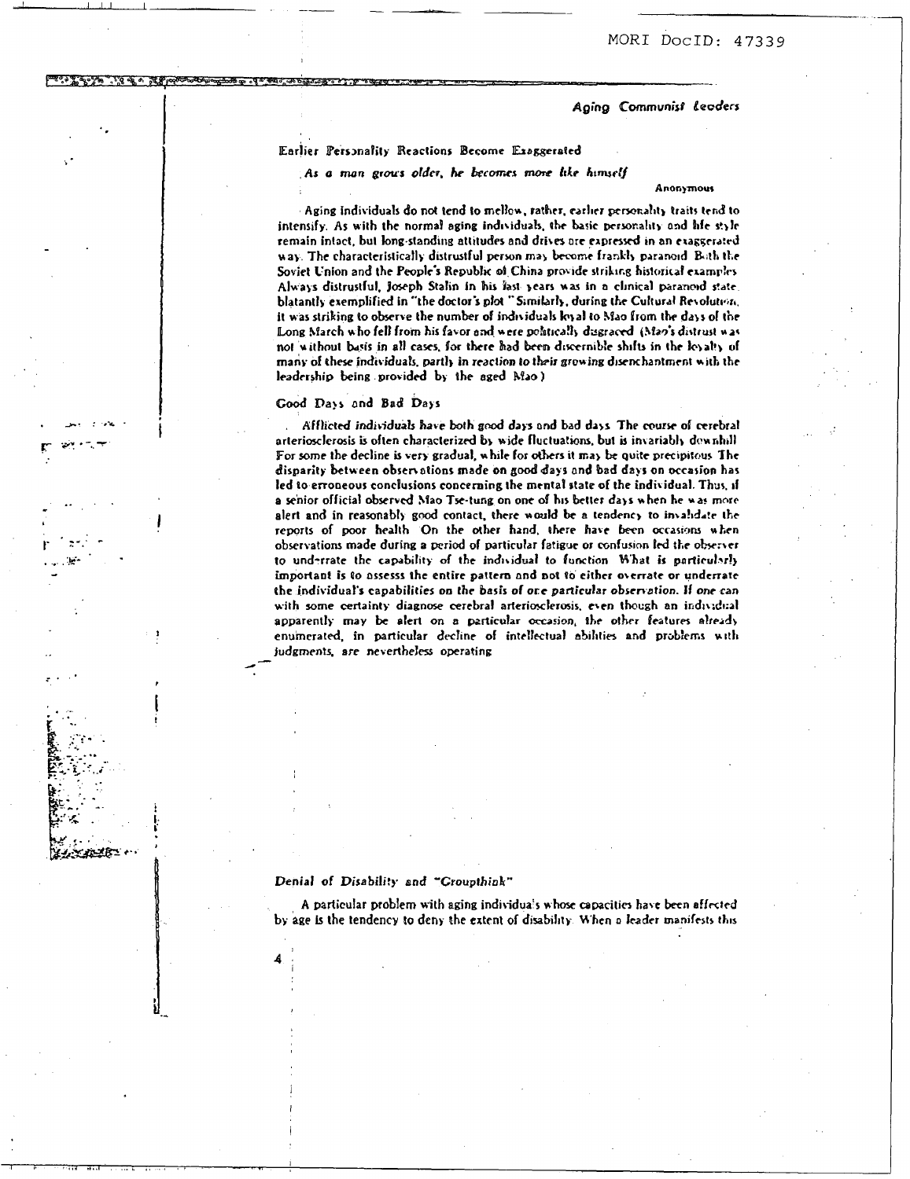### Earlier Personality Reactions Become Exaggerated

*As a man grows older, he becomes more like himself*

**Anonymous**

Aging individuals do not tend to mellow, rather, earlier personality traits tend to intensify. As with the normal aging individuals, the basic personality and life style remain intact, but long-standing attitudes and drives are expressed in an exaggerated way. The characteristically distrustful person may become frankly paranoid. Both the Soviet Union and the People's Republic of China provide striking historical examples. Always distrustful, Joseph Stalin in his last years was in a clinical paranoid state, blatantly exemplified in "the doctor's plot." Similarly, during the Cultural Revolution, it was striking to observe the number of individuals loyal to Mao from the days of the Long March who fell from his favor and were politically disgraced. (Mao's distrust was not without basis in all cases, for there had been discernible shifts in the loyalty of many of these individuals, partly in reaction to their growing disenchantment with the leadership being provided by the aged Mao.)

### Good Days and Bad Days

*Afflicted individuals* have both good days and bad days. The course of cerebral arteriosclerosis is often characterized by wide fluctuations, but is invariably downhill. For some the decline is very gradual, while for others it may be quite precipitous. The disparity between observations made on good days and bad days on occasion has led to erroneous conclusions concerning the mental state of the individual. Thus, if a senior official observed Mao Tse-tung on one of his better days when he was more alert and in reasonably good contact, there would be a tendency to invalidate the reports of poor health. On the other hand, there have been occasions when observations made during a period of particular fatigue or confusion led the observer to underrate the capability of the individual to function. What is particularly important is to assesss the entire pattern and not to either overrate or underrate the individual's capabilities on the basis of one particular observation. If one can with some certainty diagnose cerebral arteriosclerosis, even though an individual apparently may be alert on a particular occasion, the other features already enumerated, in particular decline of intellectual abilities and problems with judgments, are nevertheless operating.

### *Denial of Disability and "Groupthink"*

A particular problem with aging individuals whose capacities have been affected by age is the tendency to deny the extent of disability. When a leader manifests this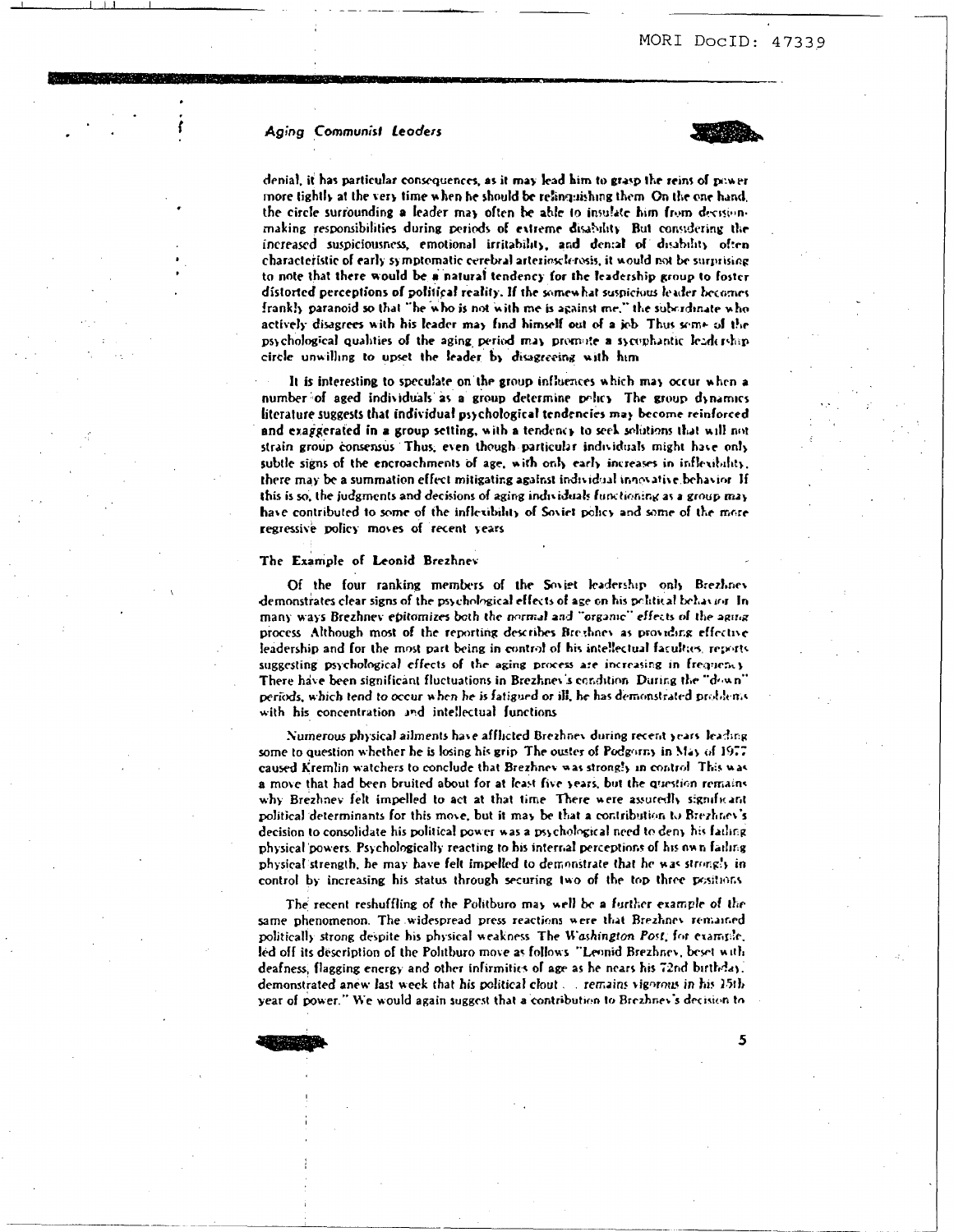denial, it has particular consequences, as it may lead him to grasp the reins of power more tightly at the very time when he should be relinquishing them. On the one hand, the circle surrounding a leader may often be able to insulate him from decision-making responsibilities during periods of extreme disability. But considering the increased suspiciousness, emotional irritability, and denial of disability often characteristic of early symptomatic cerebral arteriosclerosis, it would not be surprising to note that there would be a natural tendency for the leadership group to foster distorted perceptions of political reality. If the somewhat suspicious leader becomes frankly paranoid so that "he who is not with me is against me," the subordinate who actively disagrees with his leader may find himself out of a job. Thus some of the psychological qualities of the aging period may promote a sycophantic leadership circle unwilling to upset the leader by disagreeing with him.

It is interesting to speculate on the group influences which may occur when a number of aged individuals as a group determine policy. The group dynamics literature suggests that individual psychological tendencies may become reinforced and exaggerated in a group setting, with a tendency to seek solutions that will not strain group consensus. Thus, even though particular individuals might have only subtle signs of the encroachments of age, with only early increases in inflexibility, there may be a summation effect mitigating against individual innovative behavior. If this is so, the judgments and decisions of aging individuals functioning as a group may have contributed to some of the inflexibility of Soviet policy and some of the more regressive policy moves of recent years.

### The Example of Leonid Brezhnev

Of the four ranking members of the Soviet leadership only Brezhnev demonstrates clear signs of the psychological effects of age on his political behavior. In many ways Brezhnev epitomizes both the *normal* and "*organic*" effects of the aging process. Although most of the reporting describes Brezhnev as providing effective leadership and for the most part being in control of his intellectual faculties, reports suggesting psychological effects of the aging process are increasing in frequency. There have been significant fluctuations in Brezhnev's condition. During the "down" periods, which tend to occur when he is fatigued or ill, he has demonstrated problems with his concentration and intellectual functions.

Numerous physical ailments have afflicted Brezhnev during recent years leading some to question whether he is losing his grip. The ouster of Podgorny in May of 1977 caused Kremlin watchers to conclude that Brezhnev was strongly in control. This was a move that had been bruited about for at least five years, but the question remains why Brezhnev felt impelled to act at that time. There were assuredly significant political determinants for this move, but it may be that a contribution to Brezhnev's decision to consolidate his political power was a psychological need to deny his failing physical powers. Psychologically reacting to his internal perceptions of his own failing physical strength, he may have felt impelled to demonstrate that he was strongly in control by increasing his status through securing two of the top three positions.

The recent reshuffling of the Politburo may well be a further example of the same phenomenon. The widespread press reactions were that Brezhnev remained politically strong despite his physical weakness. The *Washington Post*, for example, led off its description of the Politburo move as follows: "Leonid Brezhnev, beset with deafness, flagging energy and other infirmities of age as he nears his 72nd birthday, demonstrated anew last week that his political clout . . . *remains vigorous in his 15th* year of power." We would again suggest that a contribution to Brezhnev's decision to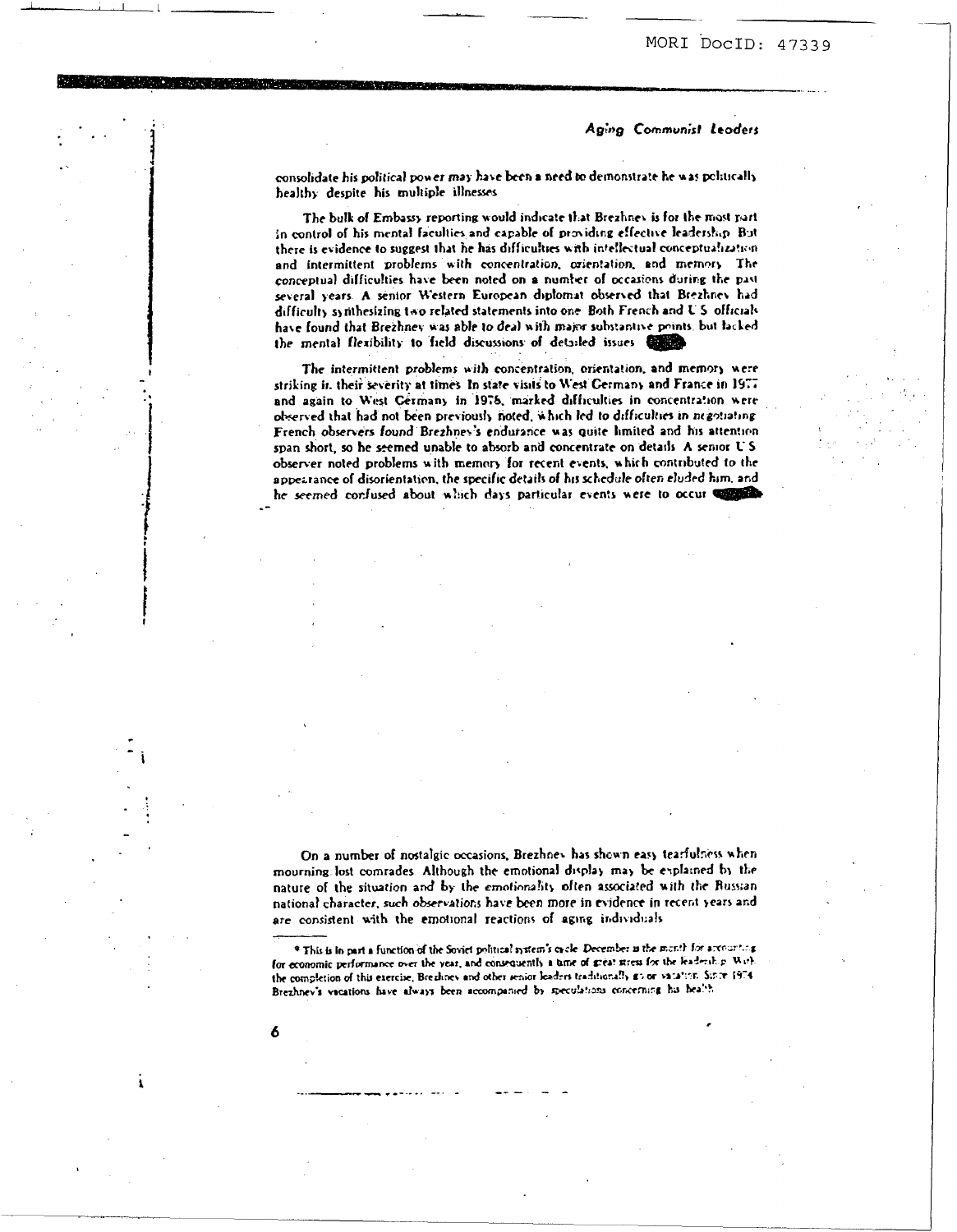consolidate his political power may have been a need to demonstrate he was politically healthy despite his multiple illnesses

The bulk of Embassy reporting would indicate that Brezhnev is for the most part in control of his mental faculties and capable of providing effective leadership. But there is evidence to suggest that he has difficulties with intellectual conceptualization and intermittent problems with concentration, orientation, and memory. The conceptual difficulties have been noted on a number of occasions during the past several years. A senior Western European diplomat observed that Brezhnev had difficulty synthesizing two related statements into one. Both French and U.S. officials have found that Brezhnev was able to deal with major substantive points but lacked the mental flexibility to field discussions of detailed issues.

The intermittent problems with concentration, orientation, and memory were striking in their severity at times. In state visits to West Germany and France in 1977 and again to West Germany in 1976, marked difficulties in concentration were observed that had not been previously noted, which led to difficulties in negotiating. French observers found Brezhnev's endurance was quite limited and his attention span short, so he seemed unable to absorb and concentrate on details. A senior U.S. observer noted problems with memory for recent events, which contributed to the appearance of disorientation; the specific details of his schedule often eluded him, and he seemed confused about which days particular events were to occur.

On a number of nostalgic occasions, Brezhnev has shown easy tearfulness when mourning lost comrades. Although the emotional display may be explained by the nature of the situation and by the emotionality often associated with the Russian national character, such observations have been more in evidence in recent years and are consistent with the emotional reactions of aging individuals.

* This is in part a function of the Soviet political system's cycle. December is the month for accounting for economic performance over the year, and consequently a time of great stress for the leadership. With the completion of this exercise, Brezhnev and other senior leaders traditionally go on vacation. Since 1974 Brezhnev's vacations have always been accompanied by speculations concerning his health.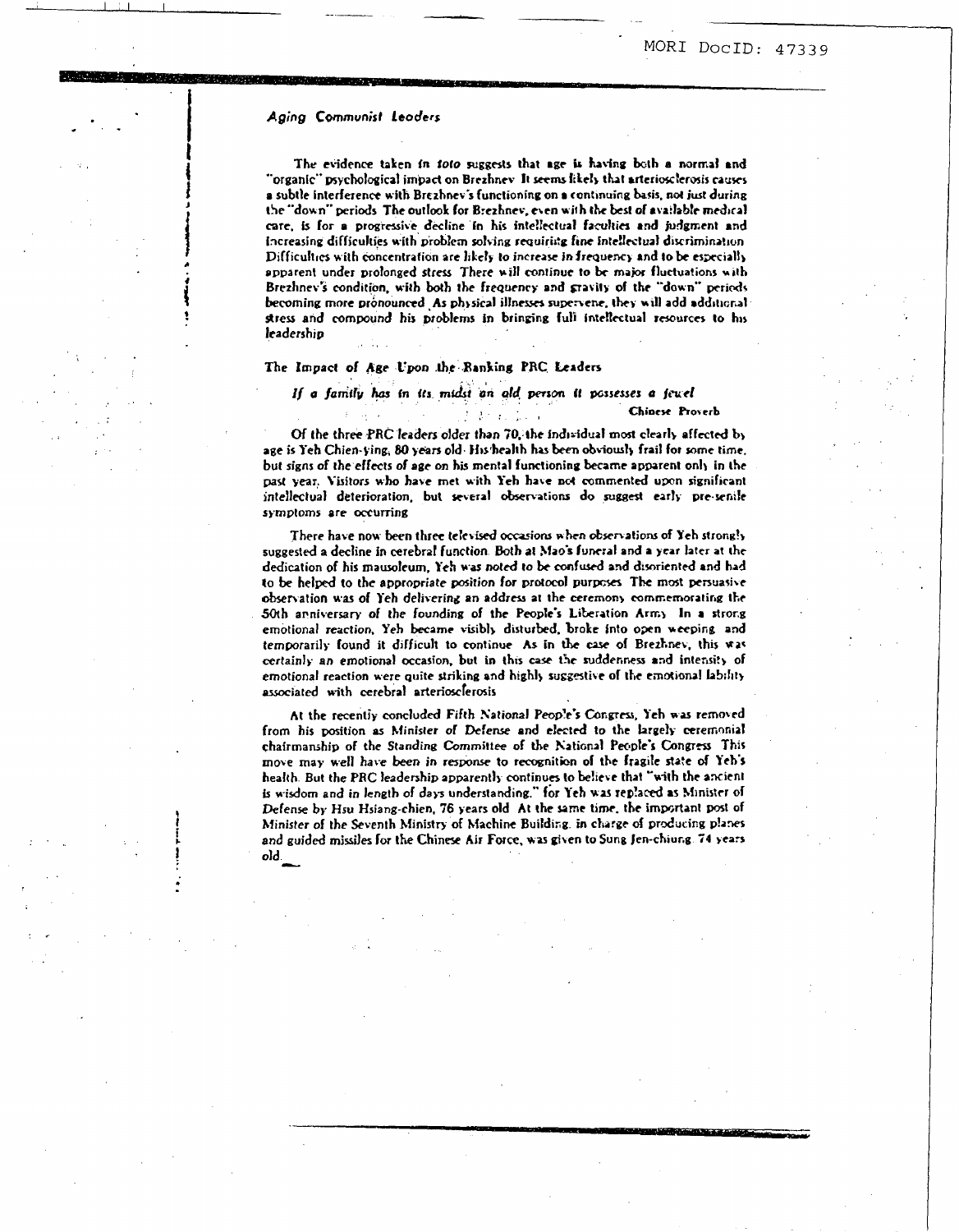*Aging Communist Leaders*

The evidence taken *in toto* suggests that age is having both a normal and "organic" psychological impact on Brezhnev. It seems likely that arteriosclerosis causes a subtle interference with Brezhnev's functioning on a continuing basis, not just during the "down" periods. The outlook for Brezhnev, even with the best of available medical care, is for a progressive decline in his intellectual faculties and judgment and increasing difficulties with problem solving requiring fine intellectual discrimination. Difficulties with concentration are likely to increase in frequency and to be especially apparent under prolonged stress. There will continue to be major fluctuations with Brezhnev's condition, with both the frequency and gravity of the "down" periods becoming more pronounced. As physical illnesses supervene, they will add additional stress and compound his problems in bringing full intellectual resources to his leadership.

## The Impact of Age Upon the Ranking PRC Leaders

*If a family has in its midst an old person it possesses a jewel*

**Chinese Proverb**

Of the three PRC leaders older than 70, the individual most clearly affected by age is Yeh Chien-ying, 80 years old. His health has been obviously frail for some time, but signs of the effects of age on his mental functioning became apparent only in the past year. Visitors who have met with Yeh have not commented upon significant intellectual deterioration, but several observations do suggest early pre-senile symptoms are occurring.

There have now been three televised occasions when observations of Yeh strongly suggested a decline in cerebral function. Both at Mao's funeral and a year later at the dedication of his mausoleum, Yeh was noted to be confused and disoriented and had to be helped to the appropriate position for protocol purposes. The most persuasive observation was of Yeh delivering an address at the ceremony commemorating the 50th anniversary of the founding of the People's Liberation Army. In a strong emotional reaction, Yeh became visibly disturbed, broke into open weeping and temporarily found it difficult to continue. As in the case of Brezhnev, this was certainly an emotional occasion, but in this case the suddenness and intensity of emotional reaction were quite striking and highly suggestive of the emotional lability associated with cerebral arteriosclerosis.

At the recently concluded Fifth National People's Congress, Yeh was removed from his position as Minister of Defense and elected to the largely ceremonial chairmanship of the Standing Committee of the National People's Congress. This move may well have been in response to recognition of the fragile state of Yeh's health. But the PRC leadership apparently continues to believe that "with the ancient is wisdom and in length of days understanding," for Yeh was replaced as Minister of Defense by Hsu Hsiang-chien, 76 years old. At the same time, the important post of Minister of the Seventh Ministry of Machine Building, in charge of producing planes and guided missiles for the Chinese Air Force, was given to Sung Jen-chiung, 74 years old.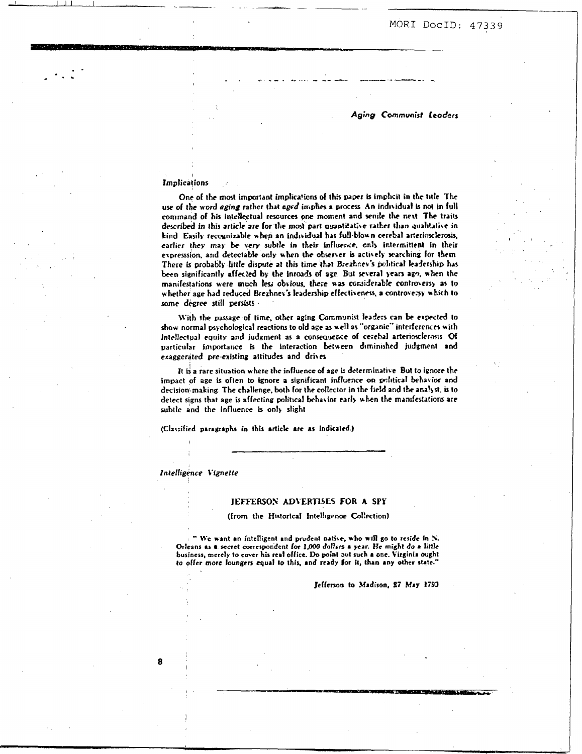## Implications

One of the most important implications of this paper is implicit in the title. The use of the word *aging* rather that *aged* implies a process. An individual is not in full command of his intellectual resources one moment and senile the next. The traits described in this article are for the most part quantitative rather than qualitative in kind. Easily recognizable when an individual has full-blown cerebal arteriosclerosis, earlier they may be very subtle in their influence, only intermittent in their expresssion, and detectable only when the observer is actively searching for them. There is probably little dispute at this time that Brezhnev's political leadership has been significantly affected by the inroads of age. But several years ago, when the manifestations were much less obvious, there was considerable controversy as to whether age had reduced Brezhnev's leadership effectiveness, a controversy which to some degree still persists.

With the passage of time, other aging Communist leaders can be expected to show normal psychological reactions to old age as well as "organic" interferences with intellectual equity and judgment as a consequence of cerebal arteriosclerosis. Of particular importance is the interaction between diminished judgment and exaggerated pre-existing attitudes and drives.

It is a rare situation where the influence of age is determinative. But to ignore the impact of age is often to ignore a significant influence on political behavior and decision-making. The challenge, both for the collector in the field and the analyst, is to detect signs that age is affecting political behavior early when the manifestations are subtle and the influence is only slight.

(Classified paragraphs in this article are as indicated.)

---

*Intelligence Vignette*

### JEFFERSON ADVERTISES FOR A SPY

(from the Historical Intelligence Collection)

" We want an intelligent and prudent native, who will go to reside in N. Orleans as a secret correspondent for 1,000 dollars a year. He might do a little business, merely to cover his real office. Do point out such a one. Virginia ought to offer more loungers equal to this, and ready for it, than any other state."

Jefferson to Madison, 27 May 1793